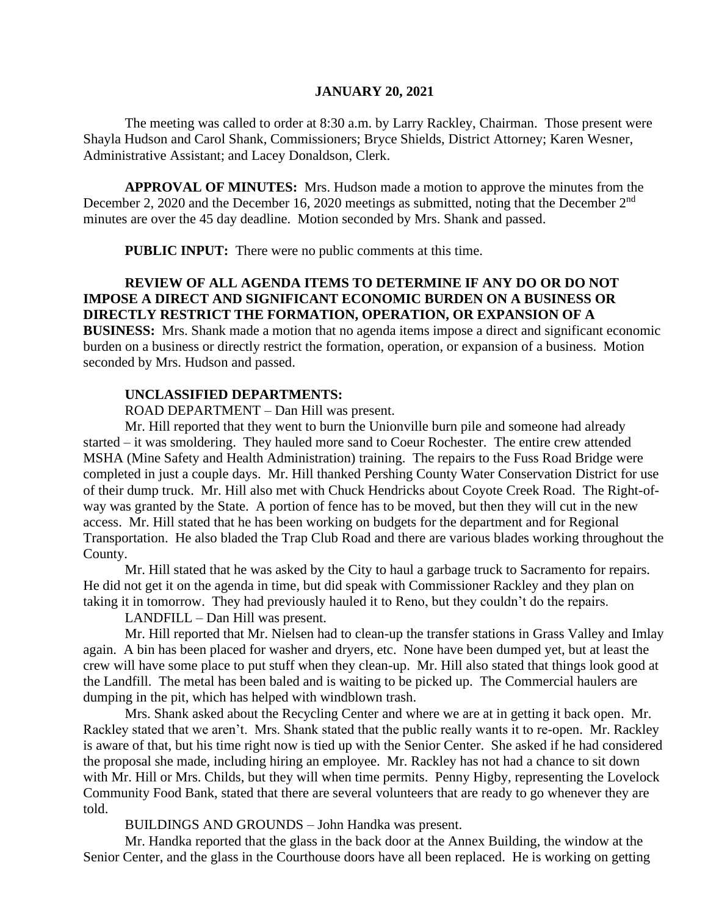**JANUARY 20, 2021**

The meeting was called to order at 8:30 a.m. by Larry Rackley, Chairman. Those present were Shayla Hudson and Carol Shank, Commissioners; Bryce Shields, District Attorney; Karen Wesner, Administrative Assistant; and Lacey Donaldson, Clerk.

**APPROVAL OF MINUTES:** Mrs. Hudson made a motion to approve the minutes from the December 2, 2020 and the December 16, 2020 meetings as submitted, noting that the December 2nd minutes are over the 45 day deadline. Motion seconded by Mrs. Shank and passed.

**PUBLIC INPUT:** There were no public comments at this time.

**REVIEW OF ALL AGENDA ITEMS TO DETERMINE IF ANY DO OR DO NOT IMPOSE A DIRECT AND SIGNIFICANT ECONOMIC BURDEN ON A BUSINESS OR DIRECTLY RESTRICT THE FORMATION, OPERATION, OR EXPANSION OF A BUSINESS:** Mrs. Shank made a motion that no agenda items impose a direct and significant economic burden on a business or directly restrict the formation, operation, or expansion of a business. Motion seconded by Mrs. Hudson and passed.

**UNCLASSIFIED DEPARTMENTS:**

ROAD DEPARTMENT – Dan Hill was present.

Mr. Hill reported that they went to burn the Unionville burn pile and someone had already started – it was smoldering. They hauled more sand to Coeur Rochester. The entire crew attended MSHA (Mine Safety and Health Administration) training. The repairs to the Fuss Road Bridge were completed in just a couple days. Mr. Hill thanked Pershing County Water Conservation District for use of their dump truck. Mr. Hill also met with Chuck Hendricks about Coyote Creek Road. The Right-of-way was granted by the State. A portion of fence has to be moved, but then they will cut in the new access. Mr. Hill stated that he has been working on budgets for the department and for Regional Transportation. He also bladed the Trap Club Road and there are various blades working throughout the County.

Mr. Hill stated that he was asked by the City to haul a garbage truck to Sacramento for repairs. He did not get it on the agenda in time, but did speak with Commissioner Rackley and they plan on taking it in tomorrow. They had previously hauled it to Reno, but they couldn't do the repairs.

LANDFILL – Dan Hill was present.

Mr. Hill reported that Mr. Nielsen had to clean-up the transfer stations in Grass Valley and Imlay again. A bin has been placed for washer and dryers, etc. None have been dumped yet, but at least the crew will have some place to put stuff when they clean-up. Mr. Hill also stated that things look good at the Landfill. The metal has been baled and is waiting to be picked up. The Commercial haulers are dumping in the pit, which has helped with windblown trash.

Mrs. Shank asked about the Recycling Center and where we are at in getting it back open. Mr. Rackley stated that we aren't. Mrs. Shank stated that the public really wants it to re-open. Mr. Rackley is aware of that, but his time right now is tied up with the Senior Center. She asked if he had considered the proposal she made, including hiring an employee. Mr. Rackley has not had a chance to sit down with Mr. Hill or Mrs. Childs, but they will when time permits. Penny Higby, representing the Lovelock Community Food Bank, stated that there are several volunteers that are ready to go whenever they are told.

BUILDINGS AND GROUNDS – John Handka was present.

Mr. Handka reported that the glass in the back door at the Annex Building, the window at the Senior Center, and the glass in the Courthouse doors have all been replaced. He is working on getting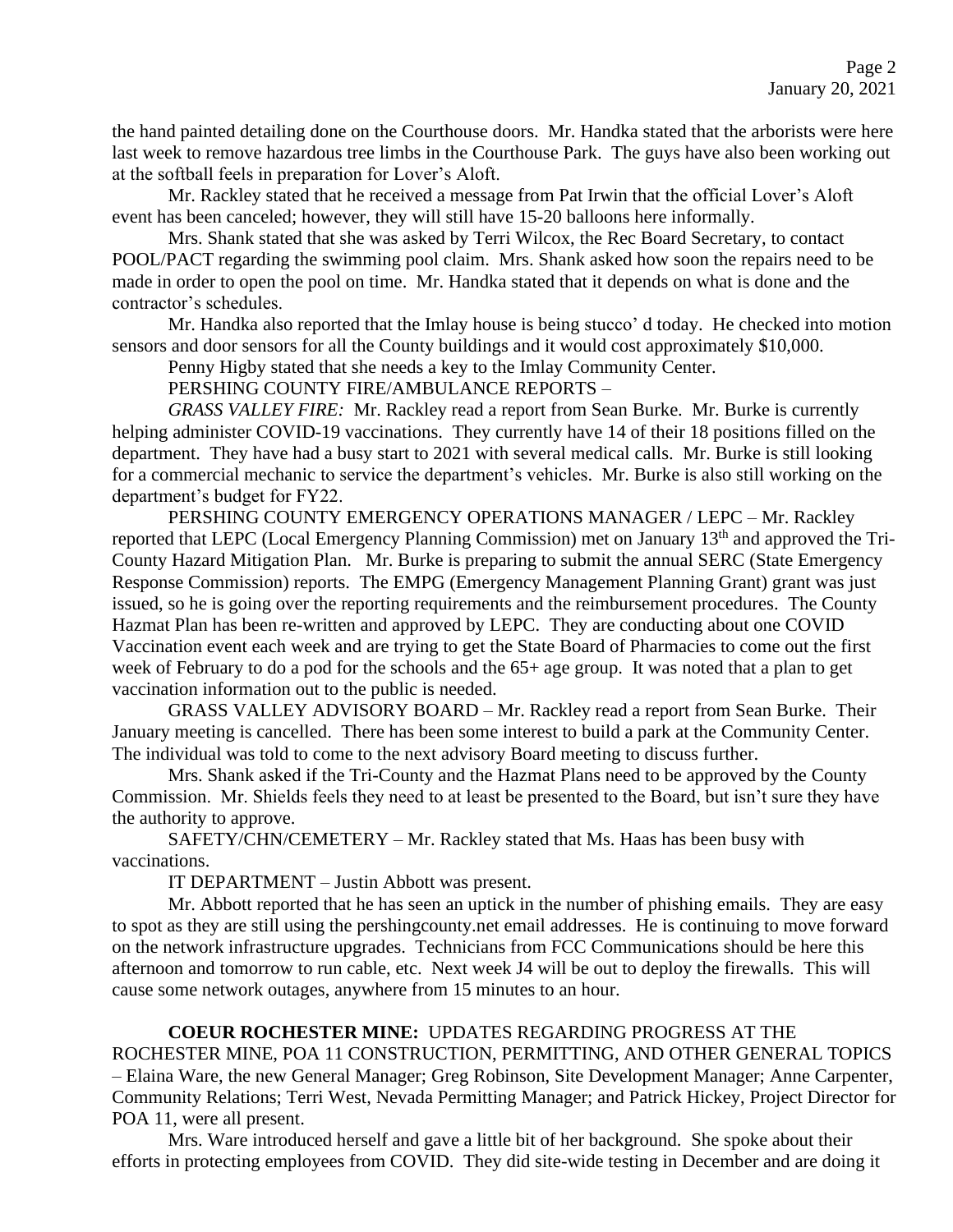the hand painted detailing done on the Courthouse doors. Mr. Handka stated that the arborists were here last week to remove hazardous tree limbs in the Courthouse Park. The guys have also been working out at the softball feels in preparation for Lover's Aloft.

Mr. Rackley stated that he received a message from Pat Irwin that the official Lover's Aloft event has been canceled; however, they will still have 15-20 balloons here informally.

Mrs. Shank stated that she was asked by Terri Wilcox, the Rec Board Secretary, to contact POOL/PACT regarding the swimming pool claim. Mrs. Shank asked how soon the repairs need to be made in order to open the pool on time. Mr. Handka stated that it depends on what is done and the contractor's schedules.

Mr. Handka also reported that the Imlay house is being stucco' d today. He checked into motion sensors and door sensors for all the County buildings and it would cost approximately $10,000.

Penny Higby stated that she needs a key to the Imlay Community Center.

PERSHING COUNTY FIRE/AMBULANCE REPORTS –

*GRASS VALLEY FIRE:* Mr. Rackley read a report from Sean Burke. Mr. Burke is currently helping administer COVID-19 vaccinations. They currently have 14 of their 18 positions filled on the department. They have had a busy start to 2021 with several medical calls. Mr. Burke is still looking for a commercial mechanic to service the department's vehicles. Mr. Burke is also still working on the department's budget for FY22.

PERSHING COUNTY EMERGENCY OPERATIONS MANAGER / LEPC – Mr. Rackley reported that LEPC (Local Emergency Planning Commission) met on January 13th and approved the Tri-County Hazard Mitigation Plan. Mr. Burke is preparing to submit the annual SERC (State Emergency Response Commission) reports. The EMPG (Emergency Management Planning Grant) grant was just issued, so he is going over the reporting requirements and the reimbursement procedures. The County Hazmat Plan has been re-written and approved by LEPC. They are conducting about one COVID Vaccination event each week and are trying to get the State Board of Pharmacies to come out the first week of February to do a pod for the schools and the 65+ age group. It was noted that a plan to get vaccination information out to the public is needed.

GRASS VALLEY ADVISORY BOARD – Mr. Rackley read a report from Sean Burke. Their January meeting is cancelled. There has been some interest to build a park at the Community Center. The individual was told to come to the next advisory Board meeting to discuss further.

Mrs. Shank asked if the Tri-County and the Hazmat Plans need to be approved by the County Commission. Mr. Shields feels they need to at least be presented to the Board, but isn't sure they have the authority to approve.

SAFETY/CHN/CEMETERY – Mr. Rackley stated that Ms. Haas has been busy with vaccinations.

IT DEPARTMENT – Justin Abbott was present.

Mr. Abbott reported that he has seen an uptick in the number of phishing emails. They are easy to spot as they are still using the pershingcounty.net email addresses. He is continuing to move forward on the network infrastructure upgrades. Technicians from FCC Communications should be here this afternoon and tomorrow to run cable, etc. Next week J4 will be out to deploy the firewalls. This will cause some network outages, anywhere from 15 minutes to an hour.

**COEUR ROCHESTER MINE:** UPDATES REGARDING PROGRESS AT THE ROCHESTER MINE, POA 11 CONSTRUCTION, PERMITTING, AND OTHER GENERAL TOPICS – Elaina Ware, the new General Manager; Greg Robinson, Site Development Manager; Anne Carpenter, Community Relations; Terri West, Nevada Permitting Manager; and Patrick Hickey, Project Director for POA 11, were all present.

Mrs. Ware introduced herself and gave a little bit of her background. She spoke about their efforts in protecting employees from COVID. They did site-wide testing in December and are doing it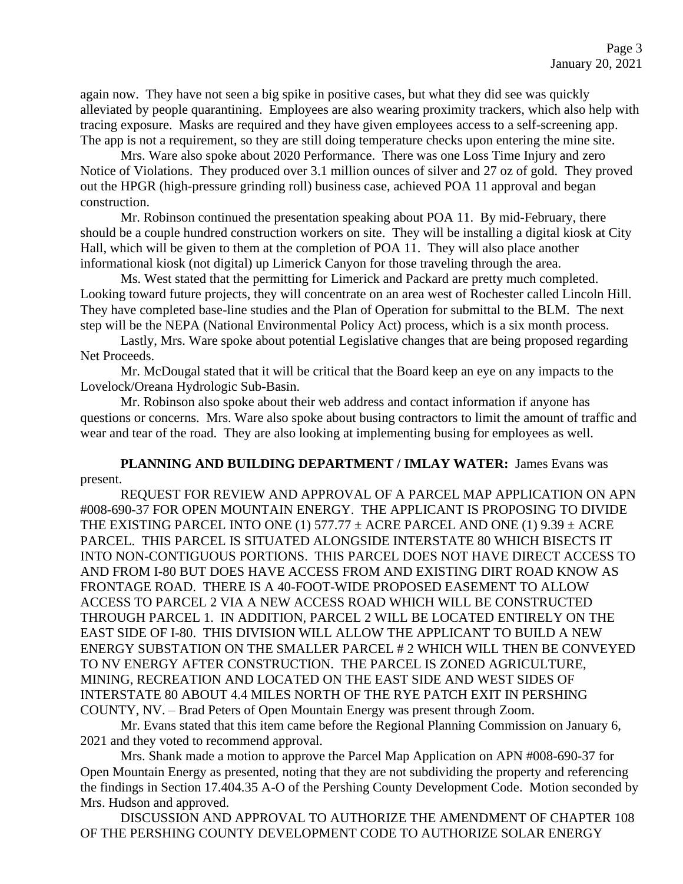again now. They have not seen a big spike in positive cases, but what they did see was quickly alleviated by people quarantining. Employees are also wearing proximity trackers, which also help with tracing exposure. Masks are required and they have given employees access to a self-screening app. The app is not a requirement, so they are still doing temperature checks upon entering the mine site.

Mrs. Ware also spoke about 2020 Performance. There was one Loss Time Injury and zero Notice of Violations. They produced over 3.1 million ounces of silver and 27 oz of gold. They proved out the HPGR (high-pressure grinding roll) business case, achieved POA 11 approval and began construction.

Mr. Robinson continued the presentation speaking about POA 11. By mid-February, there should be a couple hundred construction workers on site. They will be installing a digital kiosk at City Hall, which will be given to them at the completion of POA 11. They will also place another informational kiosk (not digital) up Limerick Canyon for those traveling through the area.

Ms. West stated that the permitting for Limerick and Packard are pretty much completed. Looking toward future projects, they will concentrate on an area west of Rochester called Lincoln Hill. They have completed base-line studies and the Plan of Operation for submittal to the BLM. The next step will be the NEPA (National Environmental Policy Act) process, which is a six month process.

Lastly, Mrs. Ware spoke about potential Legislative changes that are being proposed regarding Net Proceeds.

Mr. McDougal stated that it will be critical that the Board keep an eye on any impacts to the Lovelock/Oreana Hydrologic Sub-Basin.

Mr. Robinson also spoke about their web address and contact information if anyone has questions or concerns. Mrs. Ware also spoke about busing contractors to limit the amount of traffic and wear and tear of the road. They are also looking at implementing busing for employees as well.

**PLANNING AND BUILDING DEPARTMENT / IMLAY WATER:** James Evans was present.

REQUEST FOR REVIEW AND APPROVAL OF A PARCEL MAP APPLICATION ON APN #008-690-37 FOR OPEN MOUNTAIN ENERGY. THE APPLICANT IS PROPOSING TO DIVIDE THE EXISTING PARCEL INTO ONE (1) 577.77 ± ACRE PARCEL AND ONE (1) 9.39 ± ACRE PARCEL. THIS PARCEL IS SITUATED ALONGSIDE INTERSTATE 80 WHICH BISECTS IT INTO NON-CONTIGUOUS PORTIONS. THIS PARCEL DOES NOT HAVE DIRECT ACCESS TO AND FROM I-80 BUT DOES HAVE ACCESS FROM AND EXISTING DIRT ROAD KNOW AS FRONTAGE ROAD. THERE IS A 40-FOOT-WIDE PROPOSED EASEMENT TO ALLOW ACCESS TO PARCEL 2 VIA A NEW ACCESS ROAD WHICH WILL BE CONSTRUCTED THROUGH PARCEL 1. IN ADDITION, PARCEL 2 WILL BE LOCATED ENTIRELY ON THE EAST SIDE OF I-80. THIS DIVISION WILL ALLOW THE APPLICANT TO BUILD A NEW ENERGY SUBSTATION ON THE SMALLER PARCEL # 2 WHICH WILL THEN BE CONVEYED TO NV ENERGY AFTER CONSTRUCTION. THE PARCEL IS ZONED AGRICULTURE, MINING, RECREATION AND LOCATED ON THE EAST SIDE AND WEST SIDES OF INTERSTATE 80 ABOUT 4.4 MILES NORTH OF THE RYE PATCH EXIT IN PERSHING COUNTY, NV. – Brad Peters of Open Mountain Energy was present through Zoom.

Mr. Evans stated that this item came before the Regional Planning Commission on January 6, 2021 and they voted to recommend approval.

Mrs. Shank made a motion to approve the Parcel Map Application on APN #008-690-37 for Open Mountain Energy as presented, noting that they are not subdividing the property and referencing the findings in Section 17.404.35 A-O of the Pershing County Development Code. Motion seconded by Mrs. Hudson and approved.

DISCUSSION AND APPROVAL TO AUTHORIZE THE AMENDMENT OF CHAPTER 108 OF THE PERSHING COUNTY DEVELOPMENT CODE TO AUTHORIZE SOLAR ENERGY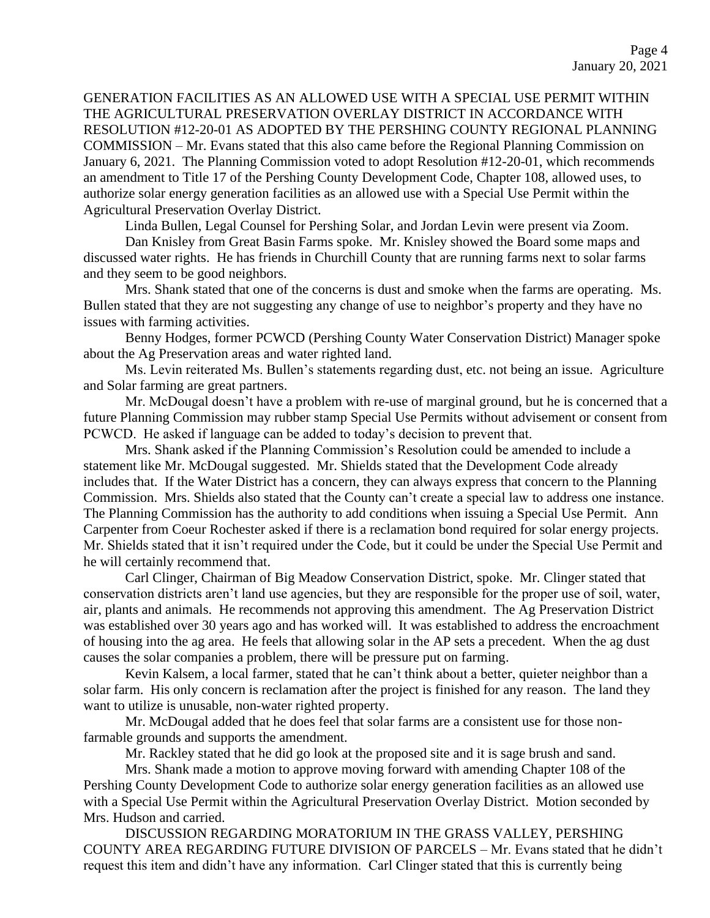GENERATION FACILITIES AS AN ALLOWED USE WITH A SPECIAL USE PERMIT WITHIN THE AGRICULTURAL PRESERVATION OVERLAY DISTRICT IN ACCORDANCE WITH RESOLUTION #12-20-01 AS ADOPTED BY THE PERSHING COUNTY REGIONAL PLANNING COMMISSION – Mr. Evans stated that this also came before the Regional Planning Commission on January 6, 2021. The Planning Commission voted to adopt Resolution #12-20-01, which recommends an amendment to Title 17 of the Pershing County Development Code, Chapter 108, allowed uses, to authorize solar energy generation facilities as an allowed use with a Special Use Permit within the Agricultural Preservation Overlay District.

Linda Bullen, Legal Counsel for Pershing Solar, and Jordan Levin were present via Zoom.

Dan Knisley from Great Basin Farms spoke. Mr. Knisley showed the Board some maps and discussed water rights. He has friends in Churchill County that are running farms next to solar farms and they seem to be good neighbors.

Mrs. Shank stated that one of the concerns is dust and smoke when the farms are operating. Ms. Bullen stated that they are not suggesting any change of use to neighbor's property and they have no issues with farming activities.

Benny Hodges, former PCWCD (Pershing County Water Conservation District) Manager spoke about the Ag Preservation areas and water righted land.

Ms. Levin reiterated Ms. Bullen's statements regarding dust, etc. not being an issue. Agriculture and Solar farming are great partners.

Mr. McDougal doesn't have a problem with re-use of marginal ground, but he is concerned that a future Planning Commission may rubber stamp Special Use Permits without advisement or consent from PCWCD. He asked if language can be added to today's decision to prevent that.

Mrs. Shank asked if the Planning Commission's Resolution could be amended to include a statement like Mr. McDougal suggested. Mr. Shields stated that the Development Code already includes that. If the Water District has a concern, they can always express that concern to the Planning Commission. Mrs. Shields also stated that the County can't create a special law to address one instance. The Planning Commission has the authority to add conditions when issuing a Special Use Permit. Ann Carpenter from Coeur Rochester asked if there is a reclamation bond required for solar energy projects. Mr. Shields stated that it isn't required under the Code, but it could be under the Special Use Permit and he will certainly recommend that.

Carl Clinger, Chairman of Big Meadow Conservation District, spoke. Mr. Clinger stated that conservation districts aren't land use agencies, but they are responsible for the proper use of soil, water, air, plants and animals. He recommends not approving this amendment. The Ag Preservation District was established over 30 years ago and has worked will. It was established to address the encroachment of housing into the ag area. He feels that allowing solar in the AP sets a precedent. When the ag dust causes the solar companies a problem, there will be pressure put on farming.

Kevin Kalsem, a local farmer, stated that he can't think about a better, quieter neighbor than a solar farm. His only concern is reclamation after the project is finished for any reason. The land they want to utilize is unusable, non-water righted property.

Mr. McDougal added that he does feel that solar farms are a consistent use for those non-farmable grounds and supports the amendment.

Mr. Rackley stated that he did go look at the proposed site and it is sage brush and sand.

Mrs. Shank made a motion to approve moving forward with amending Chapter 108 of the Pershing County Development Code to authorize solar energy generation facilities as an allowed use with a Special Use Permit within the Agricultural Preservation Overlay District. Motion seconded by Mrs. Hudson and carried.

DISCUSSION REGARDING MORATORIUM IN THE GRASS VALLEY, PERSHING COUNTY AREA REGARDING FUTURE DIVISION OF PARCELS – Mr. Evans stated that he didn't request this item and didn't have any information. Carl Clinger stated that this is currently being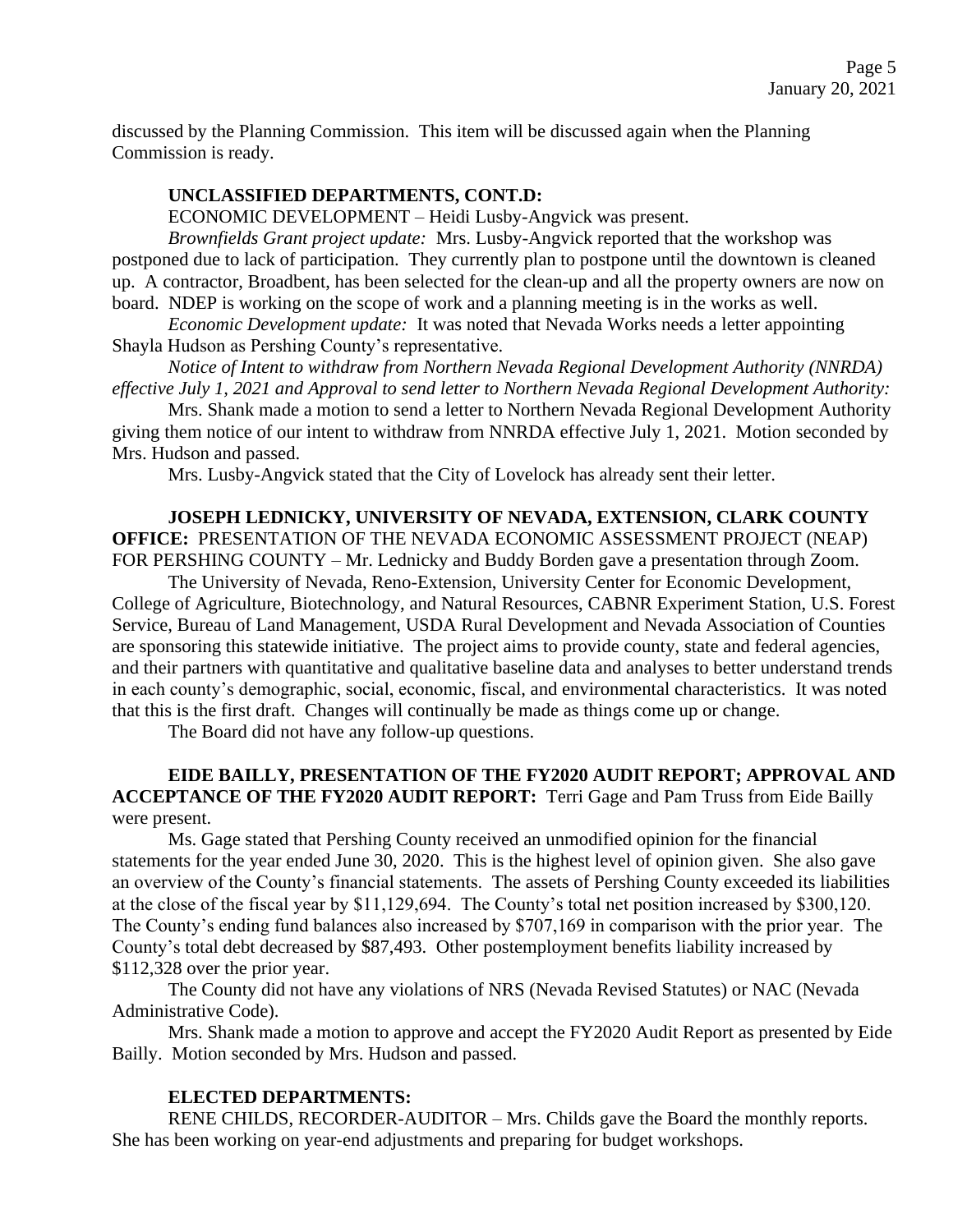discussed by the Planning Commission. This item will be discussed again when the Planning Commission is ready.

**UNCLASSIFIED DEPARTMENTS, CONT.D:**

ECONOMIC DEVELOPMENT – Heidi Lusby-Angvick was present.

*Brownfields Grant project update:* Mrs. Lusby-Angvick reported that the workshop was postponed due to lack of participation. They currently plan to postpone until the downtown is cleaned up. A contractor, Broadbent, has been selected for the clean-up and all the property owners are now on board. NDEP is working on the scope of work and a planning meeting is in the works as well.

*Economic Development update:* It was noted that Nevada Works needs a letter appointing Shayla Hudson as Pershing County's representative.

*Notice of Intent to withdraw from Northern Nevada Regional Development Authority (NNRDA) effective July 1, 2021 and Approval to send letter to Northern Nevada Regional Development Authority:*

Mrs. Shank made a motion to send a letter to Northern Nevada Regional Development Authority giving them notice of our intent to withdraw from NNRDA effective July 1, 2021. Motion seconded by Mrs. Hudson and passed.

Mrs. Lusby-Angvick stated that the City of Lovelock has already sent their letter.

**JOSEPH LEDNICKY, UNIVERSITY OF NEVADA, EXTENSION, CLARK COUNTY OFFICE:** PRESENTATION OF THE NEVADA ECONOMIC ASSESSMENT PROJECT (NEAP) FOR PERSHING COUNTY – Mr. Lednicky and Buddy Borden gave a presentation through Zoom.

The University of Nevada, Reno-Extension, University Center for Economic Development, College of Agriculture, Biotechnology, and Natural Resources, CABNR Experiment Station, U.S. Forest Service, Bureau of Land Management, USDA Rural Development and Nevada Association of Counties are sponsoring this statewide initiative. The project aims to provide county, state and federal agencies, and their partners with quantitative and qualitative baseline data and analyses to better understand trends in each county's demographic, social, economic, fiscal, and environmental characteristics. It was noted that this is the first draft. Changes will continually be made as things come up or change.

The Board did not have any follow-up questions.

**EIDE BAILLY, PRESENTATION OF THE FY2020 AUDIT REPORT; APPROVAL AND ACCEPTANCE OF THE FY2020 AUDIT REPORT:** Terri Gage and Pam Truss from Eide Bailly were present.

Ms. Gage stated that Pershing County received an unmodified opinion for the financial statements for the year ended June 30, 2020. This is the highest level of opinion given. She also gave an overview of the County's financial statements. The assets of Pershing County exceeded its liabilities at the close of the fiscal year by $11,129,694. The County's total net position increased by $300,120. The County's ending fund balances also increased by $707,169 in comparison with the prior year. The County's total debt decreased by $87,493. Other postemployment benefits liability increased by $112,328 over the prior year.

The County did not have any violations of NRS (Nevada Revised Statutes) or NAC (Nevada Administrative Code).

Mrs. Shank made a motion to approve and accept the FY2020 Audit Report as presented by Eide Bailly. Motion seconded by Mrs. Hudson and passed.

**ELECTED DEPARTMENTS:**

RENE CHILDS, RECORDER-AUDITOR – Mrs. Childs gave the Board the monthly reports. She has been working on year-end adjustments and preparing for budget workshops.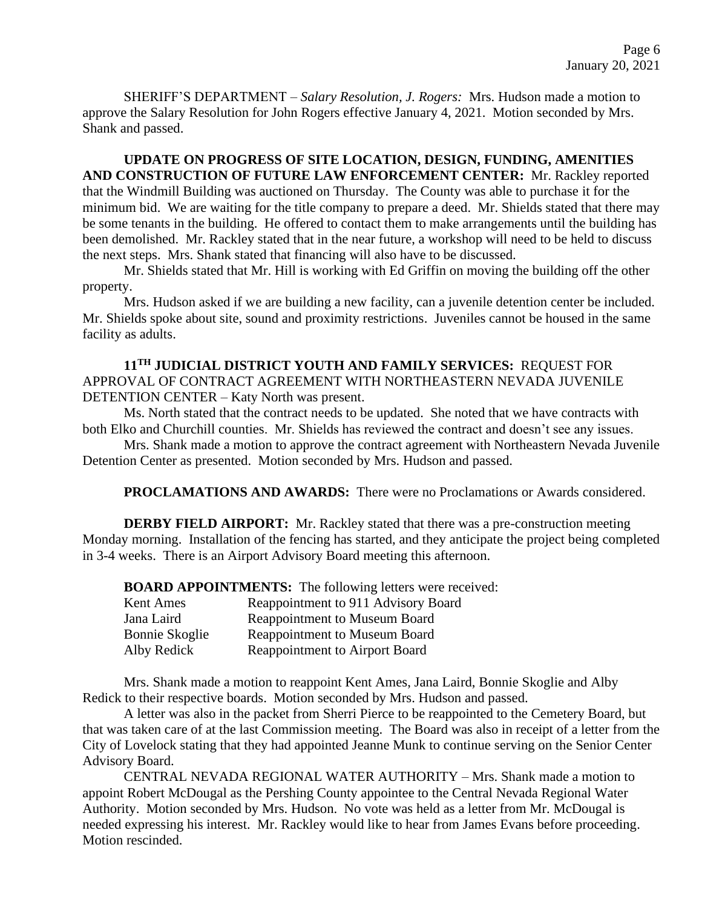SHERIFF'S DEPARTMENT – *Salary Resolution, J. Rogers:* Mrs. Hudson made a motion to approve the Salary Resolution for John Rogers effective January 4, 2021. Motion seconded by Mrs. Shank and passed.

**UPDATE ON PROGRESS OF SITE LOCATION, DESIGN, FUNDING, AMENITIES AND CONSTRUCTION OF FUTURE LAW ENFORCEMENT CENTER:** Mr. Rackley reported that the Windmill Building was auctioned on Thursday. The County was able to purchase it for the minimum bid. We are waiting for the title company to prepare a deed. Mr. Shields stated that there may be some tenants in the building. He offered to contact them to make arrangements until the building has been demolished. Mr. Rackley stated that in the near future, a workshop will need to be held to discuss the next steps. Mrs. Shank stated that financing will also have to be discussed.

Mr. Shields stated that Mr. Hill is working with Ed Griffin on moving the building off the other property.

Mrs. Hudson asked if we are building a new facility, can a juvenile detention center be included. Mr. Shields spoke about site, sound and proximity restrictions. Juveniles cannot be housed in the same facility as adults.

**11TH JUDICIAL DISTRICT YOUTH AND FAMILY SERVICES:** REQUEST FOR APPROVAL OF CONTRACT AGREEMENT WITH NORTHEASTERN NEVADA JUVENILE DETENTION CENTER – Katy North was present.

Ms. North stated that the contract needs to be updated. She noted that we have contracts with both Elko and Churchill counties. Mr. Shields has reviewed the contract and doesn't see any issues.

Mrs. Shank made a motion to approve the contract agreement with Northeastern Nevada Juvenile Detention Center as presented. Motion seconded by Mrs. Hudson and passed.

**PROCLAMATIONS AND AWARDS:** There were no Proclamations or Awards considered.

**DERBY FIELD AIRPORT:** Mr. Rackley stated that there was a pre-construction meeting Monday morning. Installation of the fencing has started, and they anticipate the project being completed in 3-4 weeks. There is an Airport Advisory Board meeting this afternoon.

**BOARD APPOINTMENTS:** The following letters were received:

| | |
|---|---|
| Kent Ames | Reappointment to 911 Advisory Board |
| Jana Laird | Reappointment to Museum Board |
| Bonnie Skoglie | Reappointment to Museum Board |
| Alby Redick | Reappointment to Airport Board |

Mrs. Shank made a motion to reappoint Kent Ames, Jana Laird, Bonnie Skoglie and Alby Redick to their respective boards. Motion seconded by Mrs. Hudson and passed.

A letter was also in the packet from Sherri Pierce to be reappointed to the Cemetery Board, but that was taken care of at the last Commission meeting. The Board was also in receipt of a letter from the City of Lovelock stating that they had appointed Jeanne Munk to continue serving on the Senior Center Advisory Board.

CENTRAL NEVADA REGIONAL WATER AUTHORITY – Mrs. Shank made a motion to appoint Robert McDougal as the Pershing County appointee to the Central Nevada Regional Water Authority. Motion seconded by Mrs. Hudson. No vote was held as a letter from Mr. McDougal is needed expressing his interest. Mr. Rackley would like to hear from James Evans before proceeding. Motion rescinded.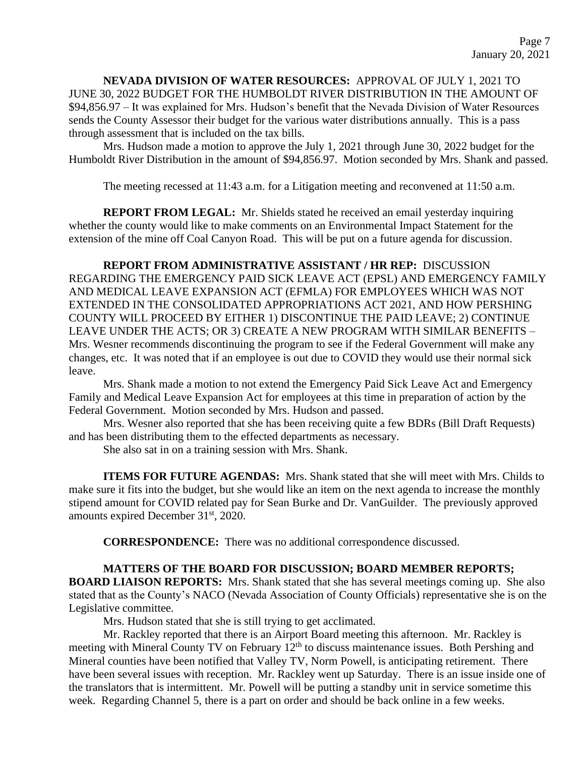**NEVADA DIVISION OF WATER RESOURCES:** APPROVAL OF JULY 1, 2021 TO JUNE 30, 2022 BUDGET FOR THE HUMBOLDT RIVER DISTRIBUTION IN THE AMOUNT OF \$94,856.97 – It was explained for Mrs. Hudson's benefit that the Nevada Division of Water Resources sends the County Assessor their budget for the various water distributions annually. This is a pass through assessment that is included on the tax bills.

Mrs. Hudson made a motion to approve the July 1, 2021 through June 30, 2022 budget for the Humboldt River Distribution in the amount of \$94,856.97. Motion seconded by Mrs. Shank and passed.

The meeting recessed at 11:43 a.m. for a Litigation meeting and reconvened at 11:50 a.m.

**REPORT FROM LEGAL:** Mr. Shields stated he received an email yesterday inquiring whether the county would like to make comments on an Environmental Impact Statement for the extension of the mine off Coal Canyon Road. This will be put on a future agenda for discussion.

**REPORT FROM ADMINISTRATIVE ASSISTANT / HR REP:** DISCUSSION REGARDING THE EMERGENCY PAID SICK LEAVE ACT (EPSL) AND EMERGENCY FAMILY AND MEDICAL LEAVE EXPANSION ACT (EFMLA) FOR EMPLOYEES WHICH WAS NOT EXTENDED IN THE CONSOLIDATED APPROPRIATIONS ACT 2021, AND HOW PERSHING COUNTY WILL PROCEED BY EITHER 1) DISCONTINUE THE PAID LEAVE; 2) CONTINUE LEAVE UNDER THE ACTS; OR 3) CREATE A NEW PROGRAM WITH SIMILAR BENEFITS – Mrs. Wesner recommends discontinuing the program to see if the Federal Government will make any changes, etc. It was noted that if an employee is out due to COVID they would use their normal sick leave.

Mrs. Shank made a motion to not extend the Emergency Paid Sick Leave Act and Emergency Family and Medical Leave Expansion Act for employees at this time in preparation of action by the Federal Government. Motion seconded by Mrs. Hudson and passed.

Mrs. Wesner also reported that she has been receiving quite a few BDRs (Bill Draft Requests) and has been distributing them to the effected departments as necessary.

She also sat in on a training session with Mrs. Shank.

**ITEMS FOR FUTURE AGENDAS:** Mrs. Shank stated that she will meet with Mrs. Childs to make sure it fits into the budget, but she would like an item on the next agenda to increase the monthly stipend amount for COVID related pay for Sean Burke and Dr. VanGuilder. The previously approved amounts expired December 31st, 2020.

**CORRESPONDENCE:** There was no additional correspondence discussed.

**MATTERS OF THE BOARD FOR DISCUSSION; BOARD MEMBER REPORTS; BOARD LIAISON REPORTS:** Mrs. Shank stated that she has several meetings coming up. She also stated that as the County's NACO (Nevada Association of County Officials) representative she is on the Legislative committee.

Mrs. Hudson stated that she is still trying to get acclimated.

Mr. Rackley reported that there is an Airport Board meeting this afternoon. Mr. Rackley is meeting with Mineral County TV on February 12th to discuss maintenance issues. Both Pershing and Mineral counties have been notified that Valley TV, Norm Powell, is anticipating retirement. There have been several issues with reception. Mr. Rackley went up Saturday. There is an issue inside one of the translators that is intermittent. Mr. Powell will be putting a standby unit in service sometime this week. Regarding Channel 5, there is a part on order and should be back online in a few weeks.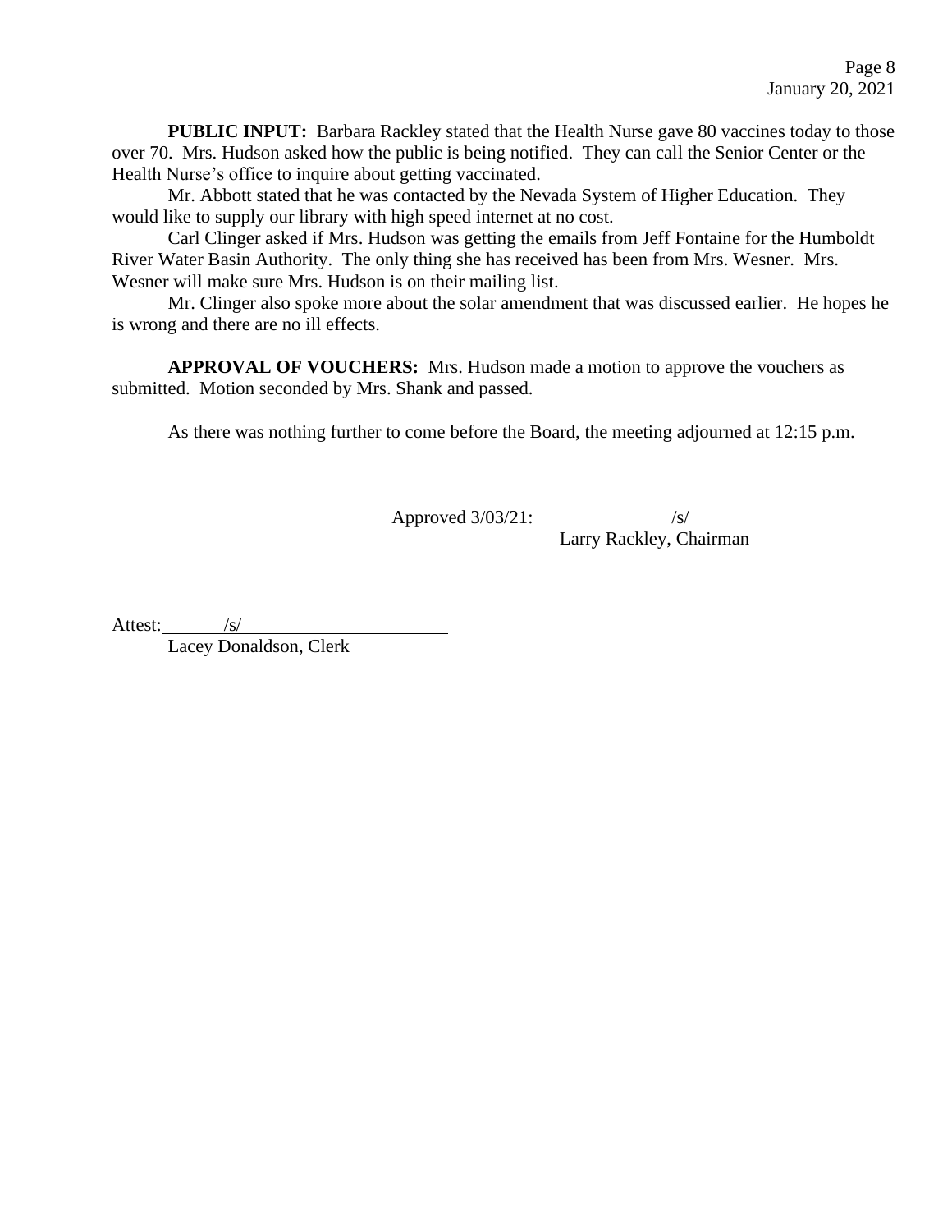**PUBLIC INPUT:** Barbara Rackley stated that the Health Nurse gave 80 vaccines today to those over 70. Mrs. Hudson asked how the public is being notified. They can call the Senior Center or the Health Nurse's office to inquire about getting vaccinated.

Mr. Abbott stated that he was contacted by the Nevada System of Higher Education. They would like to supply our library with high speed internet at no cost.

Carl Clinger asked if Mrs. Hudson was getting the emails from Jeff Fontaine for the Humboldt River Water Basin Authority. The only thing she has received has been from Mrs. Wesner. Mrs. Wesner will make sure Mrs. Hudson is on their mailing list.

Mr. Clinger also spoke more about the solar amendment that was discussed earlier. He hopes he is wrong and there are no ill effects.

**APPROVAL OF VOUCHERS:** Mrs. Hudson made a motion to approve the vouchers as submitted. Motion seconded by Mrs. Shank and passed.

As there was nothing further to come before the Board, the meeting adjourned at 12:15 p.m.

Approved 3/03/21: /s/
Larry Rackley, Chairman

Attest: /s/
Lacey Donaldson, Clerk